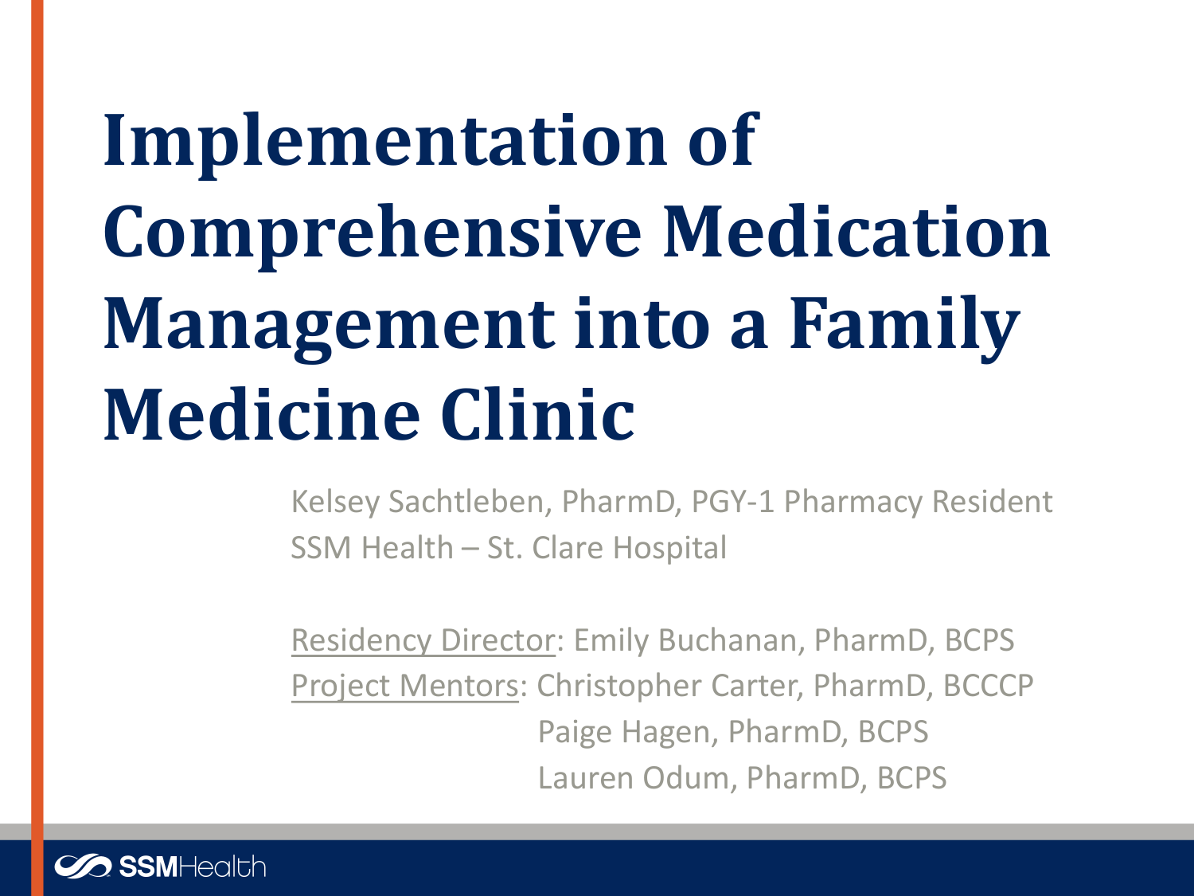# Implementation of Comprehensive Medication Management into a Family Medicine Clinic

Kelsey Sachtleben, PharmD, PGY-1 Pharmacy Resident
SSM Health – St. Clare Hospital

Residency Director: Emily Buchanan, PharmD, BCPS
Project Mentors: Christopher Carter, PharmD, BCCCP
Paige Hagen, PharmD, BCPS
Lauren Odum, PharmD, BCPS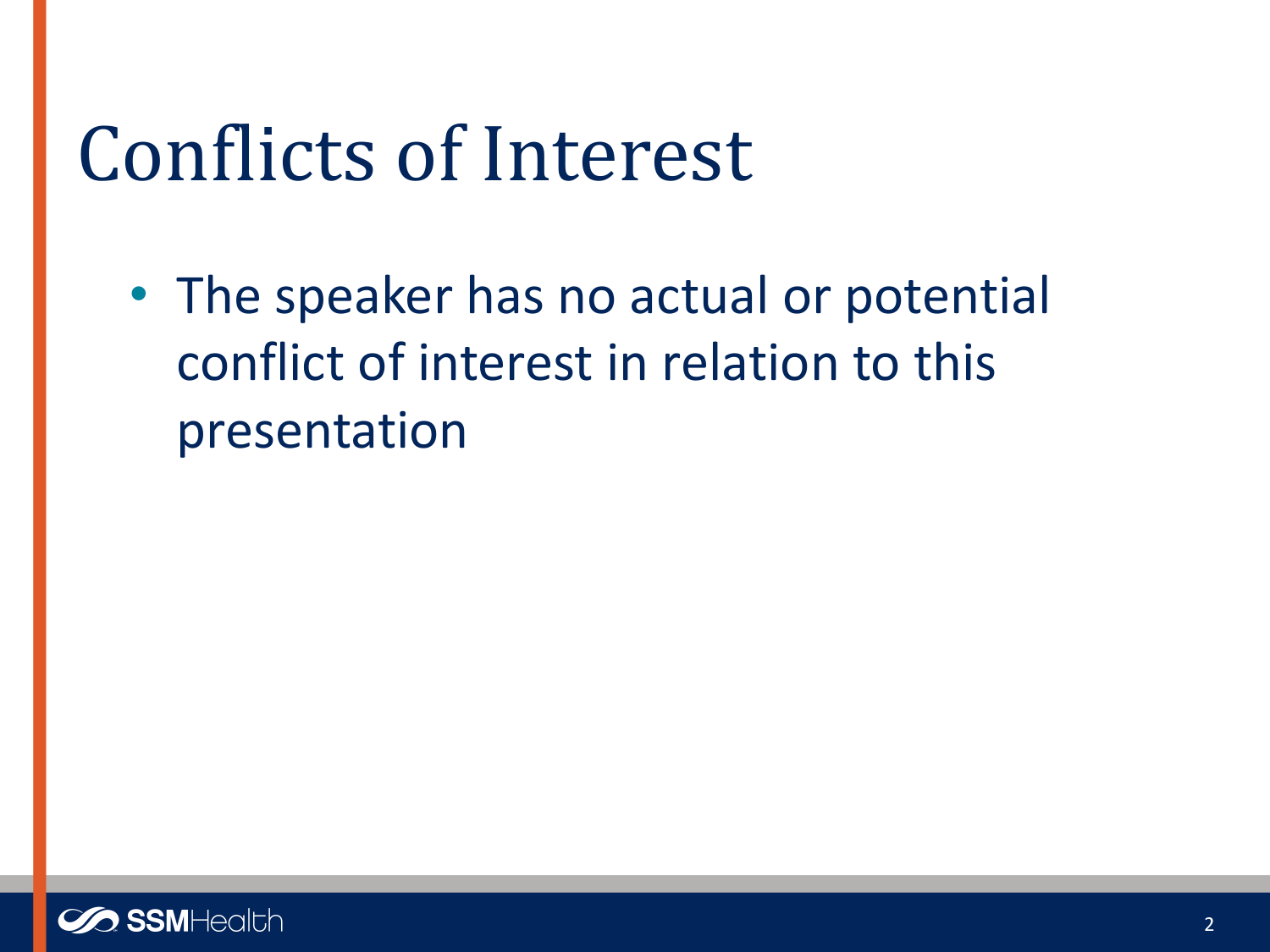# Conflicts of Interest

- The speaker has no actual or potential conflict of interest in relation to this presentation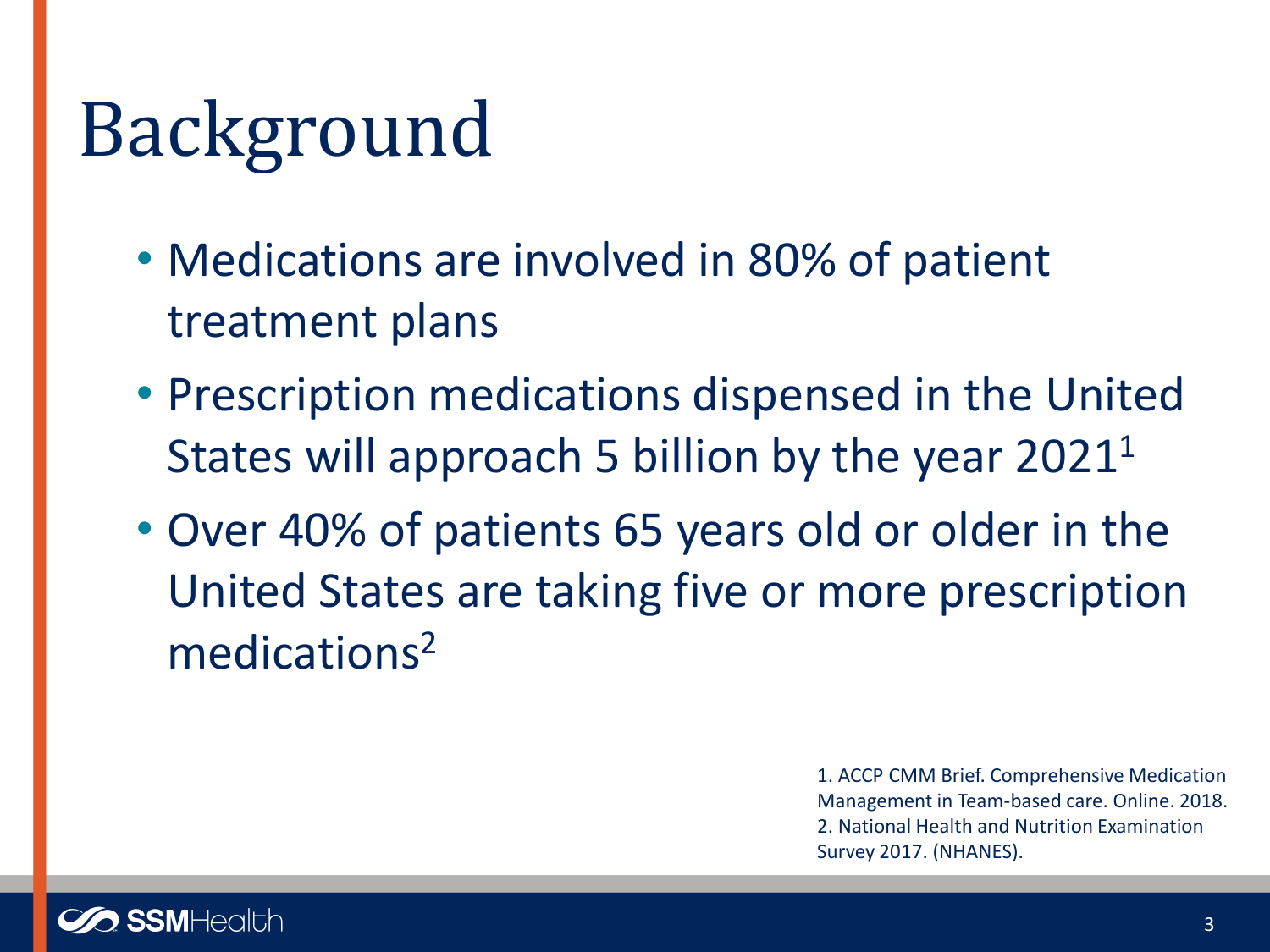# Background

- Medications are involved in 80% of patient treatment plans
- Prescription medications dispensed in the United States will approach 5 billion by the year 2021[1]
- Over 40% of patients 65 years old or older in the United States are taking five or more prescription medications[2]

1. ACCP CMM Brief. Comprehensive Medication Management in Team-based care. Online. 2018.
2. National Health and Nutrition Examination Survey 2017. (NHANES).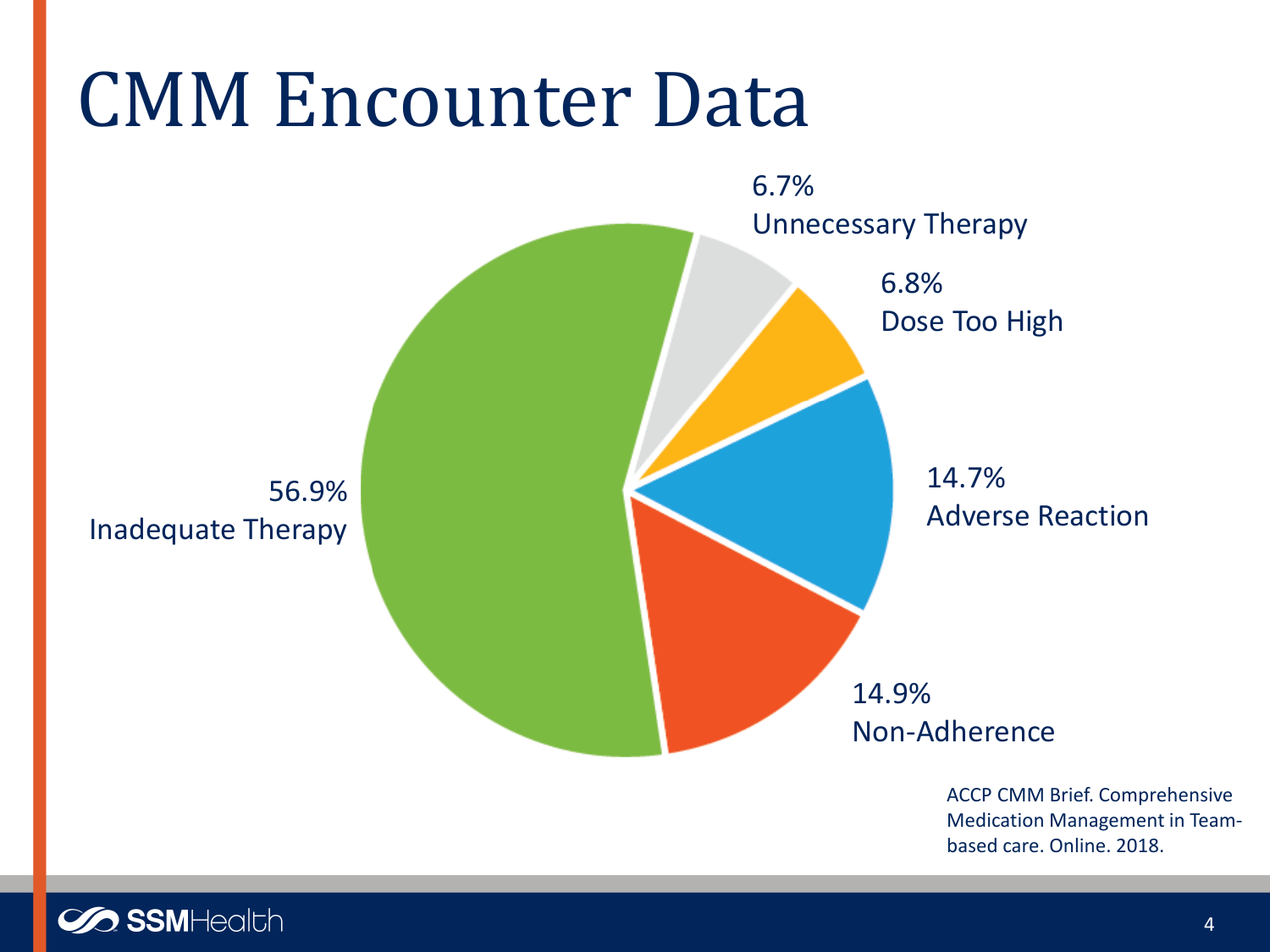# CMM Encounter Data

6.7%
Unnecessary Therapy

6.8%
Dose Too High

14.7%
Adverse Reaction

14.9%
Non-Adherence

56.9%
Inadequate Therapy

ACCP CMM Brief. Comprehensive Medication Management in Team-based care. Online. 2018.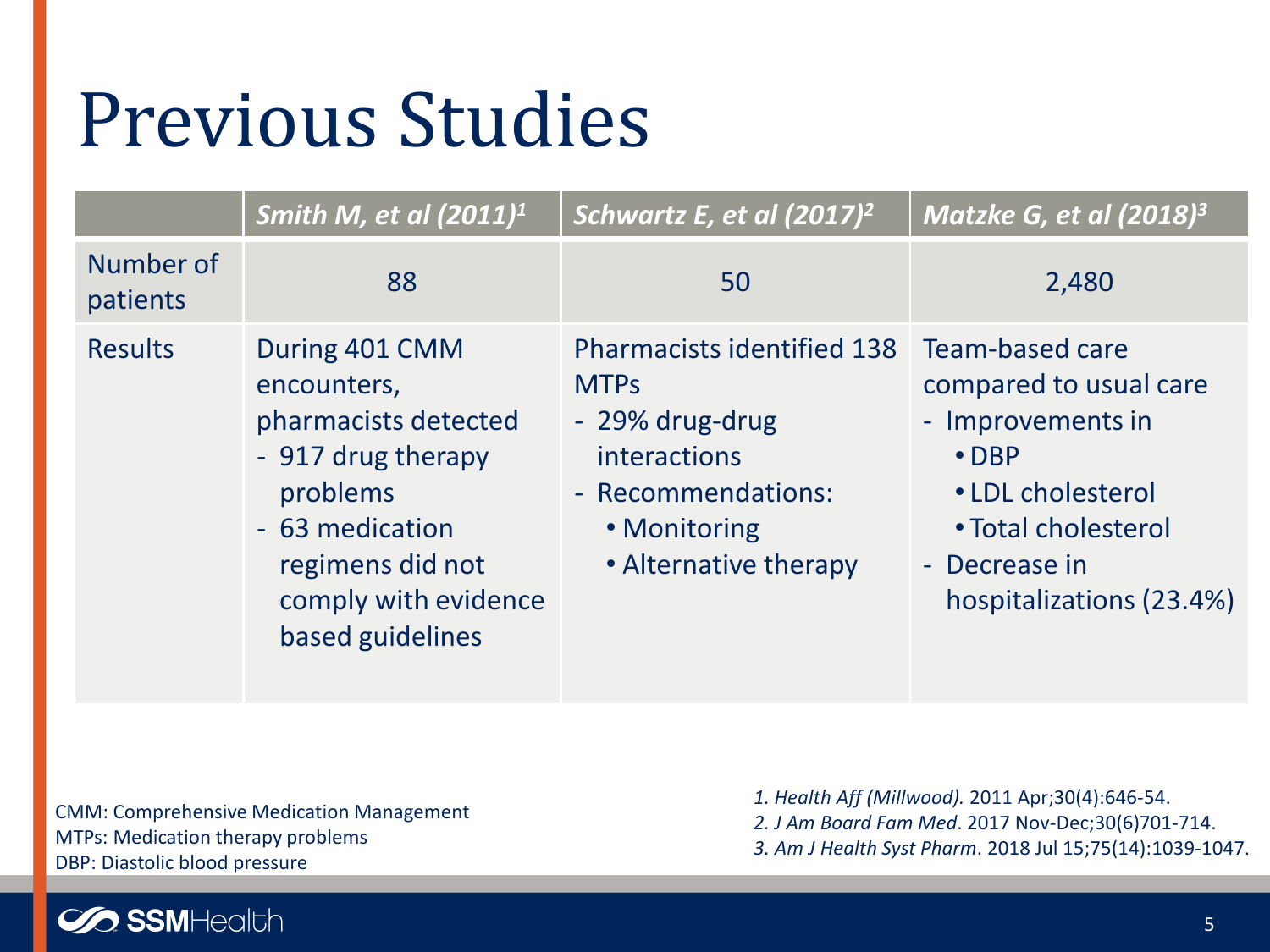# Previous Studies

| | *Smith M, et al (2011)*[1] | *Schwartz E, et al (2017)*[2] | *Matzke G, et al (2018)*[3] |
|---|---|---|---|
| Number of patients | 88 | 50 | 2,480 |
| Results | During 401 CMM encounters, pharmacists detected<br>- 917 drug therapy problems<br>- 63 medication regimens did not comply with evidence based guidelines | Pharmacists identified 138 MTPs<br>- 29% drug-drug interactions<br>- Recommendations:<br>• Monitoring<br>• Alternative therapy | Team-based care compared to usual care<br>- Improvements in<br>• DBP<br>• LDL cholesterol<br>• Total cholesterol<br>- Decrease in hospitalizations (23.4%) |

CMM: Comprehensive Medication Management
MTPs: Medication therapy problems
DBP: Diastolic blood pressure

1. *Health Aff (Millwood).* 2011 Apr;30(4):646-54.
2. *J Am Board Fam Med*. 2017 Nov-Dec;30(6)701-714.
3. *Am J Health Syst Pharm*. 2018 Jul 15;75(14):1039-1047.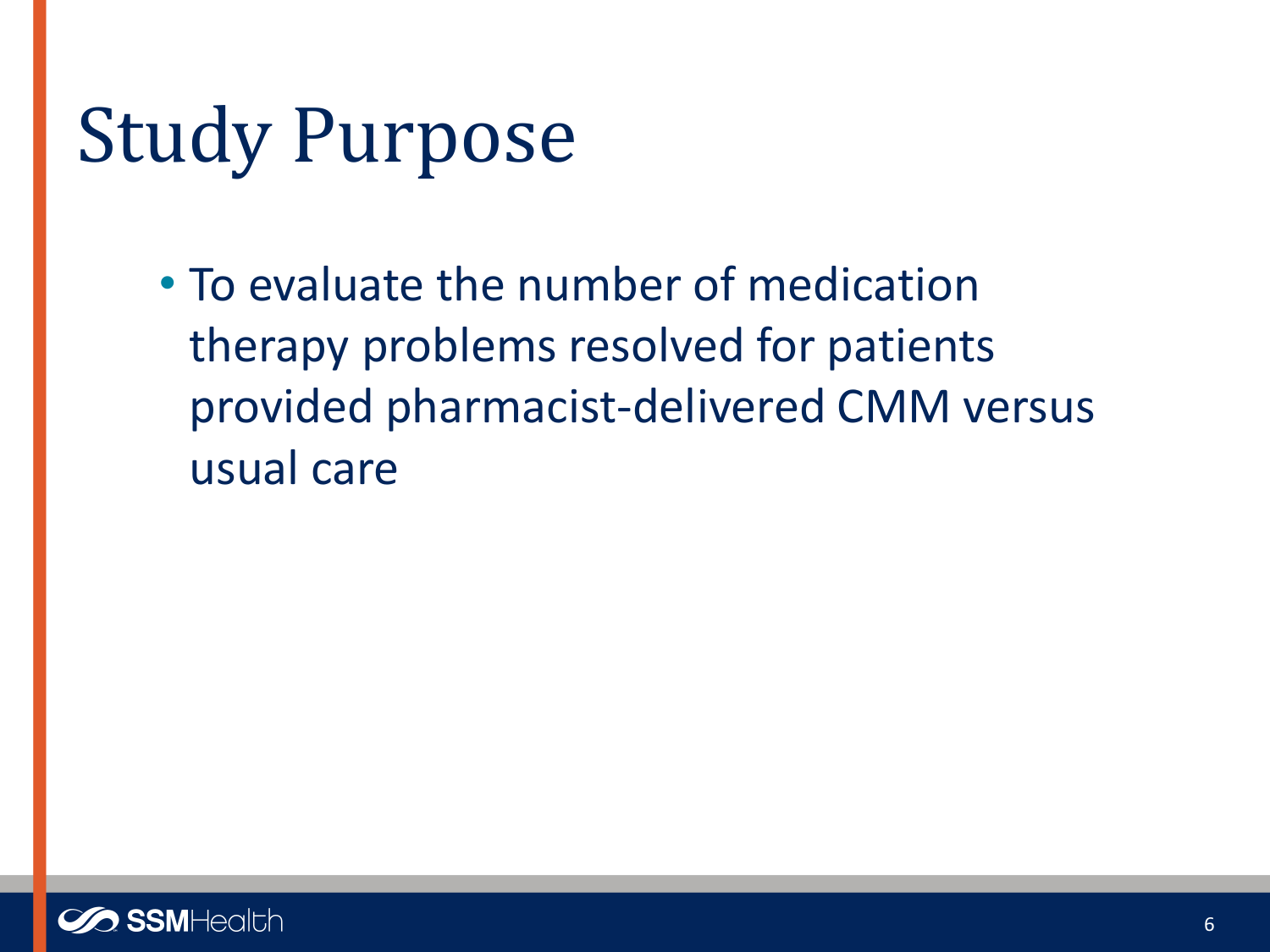# Study Purpose

- To evaluate the number of medication therapy problems resolved for patients provided pharmacist-delivered CMM versus usual care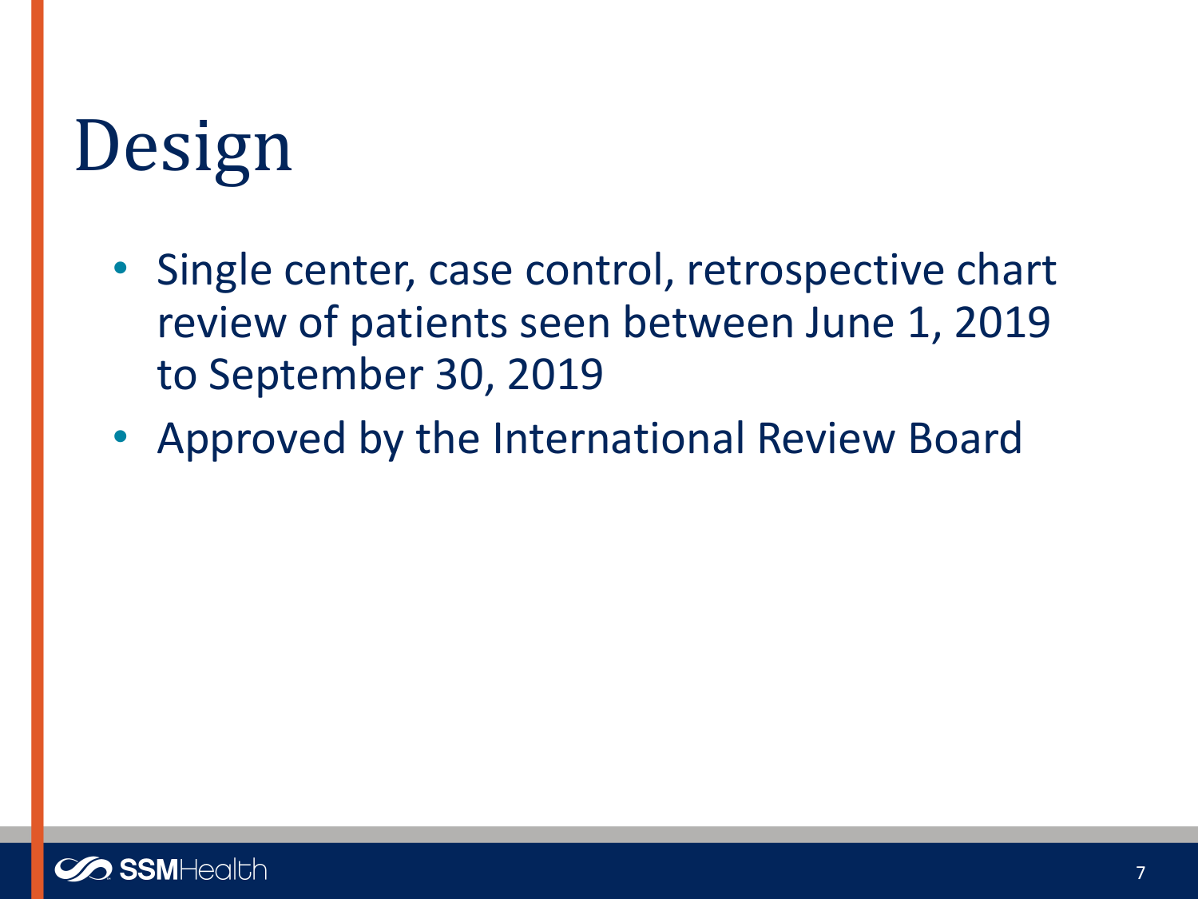# Design

- Single center, case control, retrospective chart review of patients seen between June 1, 2019 to September 30, 2019
- Approved by the International Review Board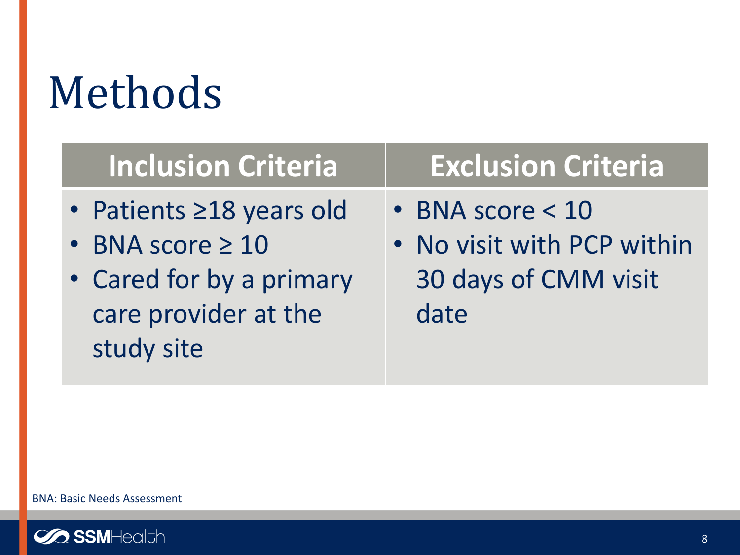# Methods

| Inclusion Criteria | Exclusion Criteria |
|---|---|
| • Patients ≥18 years old<br>• BNA score ≥ 10<br>• Cared for by a primary care provider at the study site | • BNA score < 10<br>• No visit with PCP within 30 days of CMM visit date |

BNA: Basic Needs Assessment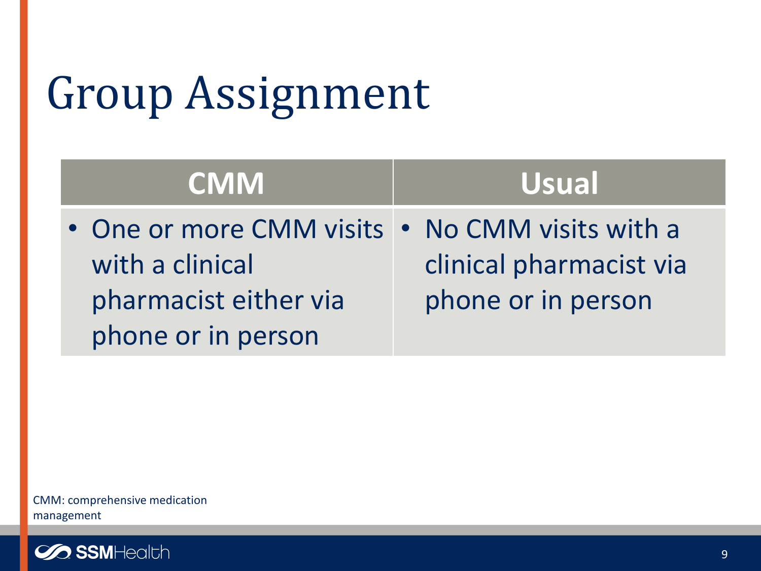# Group Assignment

| CMM | Usual |
| --- | --- |
| • One or more CMM visits with a clinical pharmacist either via phone or in person | • No CMM visits with a clinical pharmacist via phone or in person |

CMM: comprehensive medication management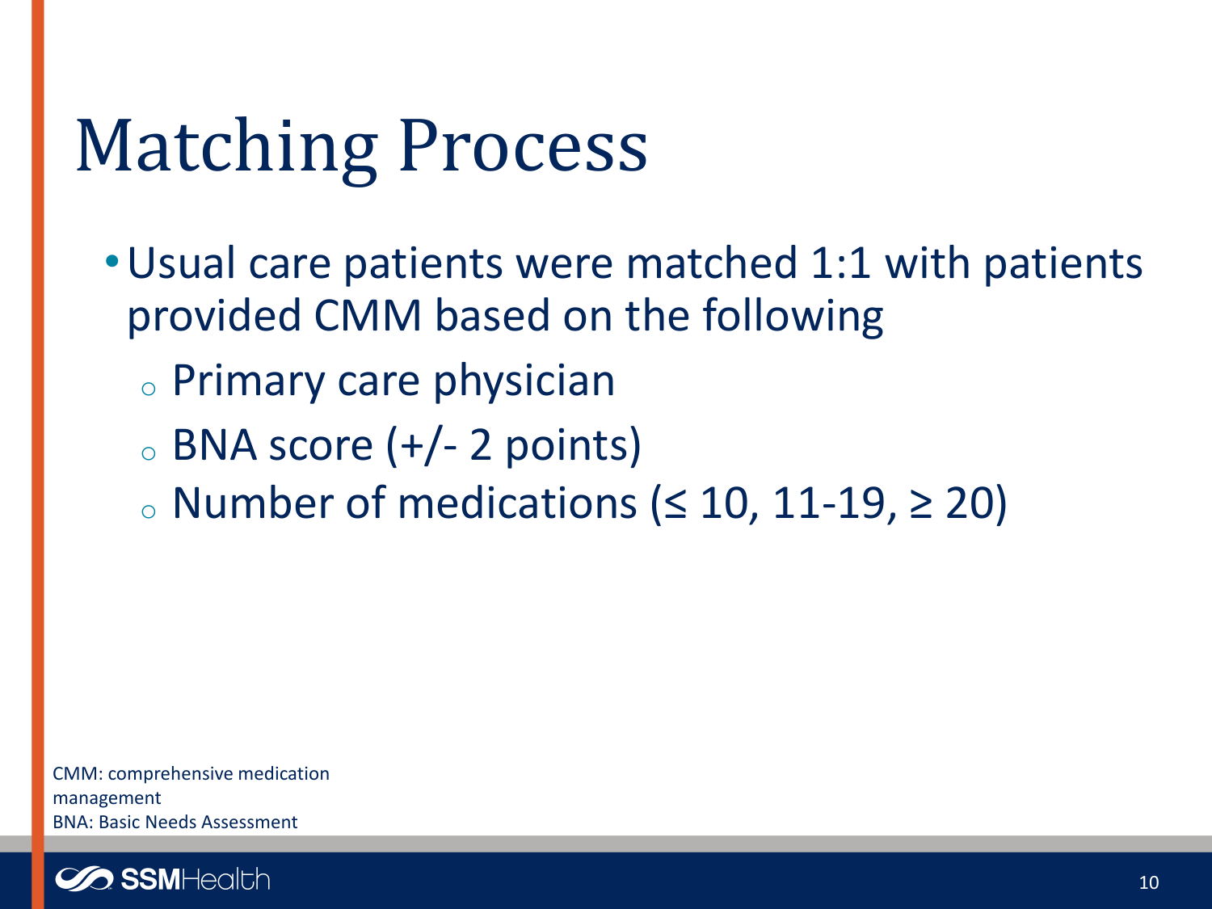# Matching Process

- Usual care patients were matched 1:1 with patients provided CMM based on the following
  - Primary care physician
  - BNA score (+/- 2 points)
  - Number of medications (≤ 10, 11-19, ≥ 20)

CMM: comprehensive medication management
BNA: Basic Needs Assessment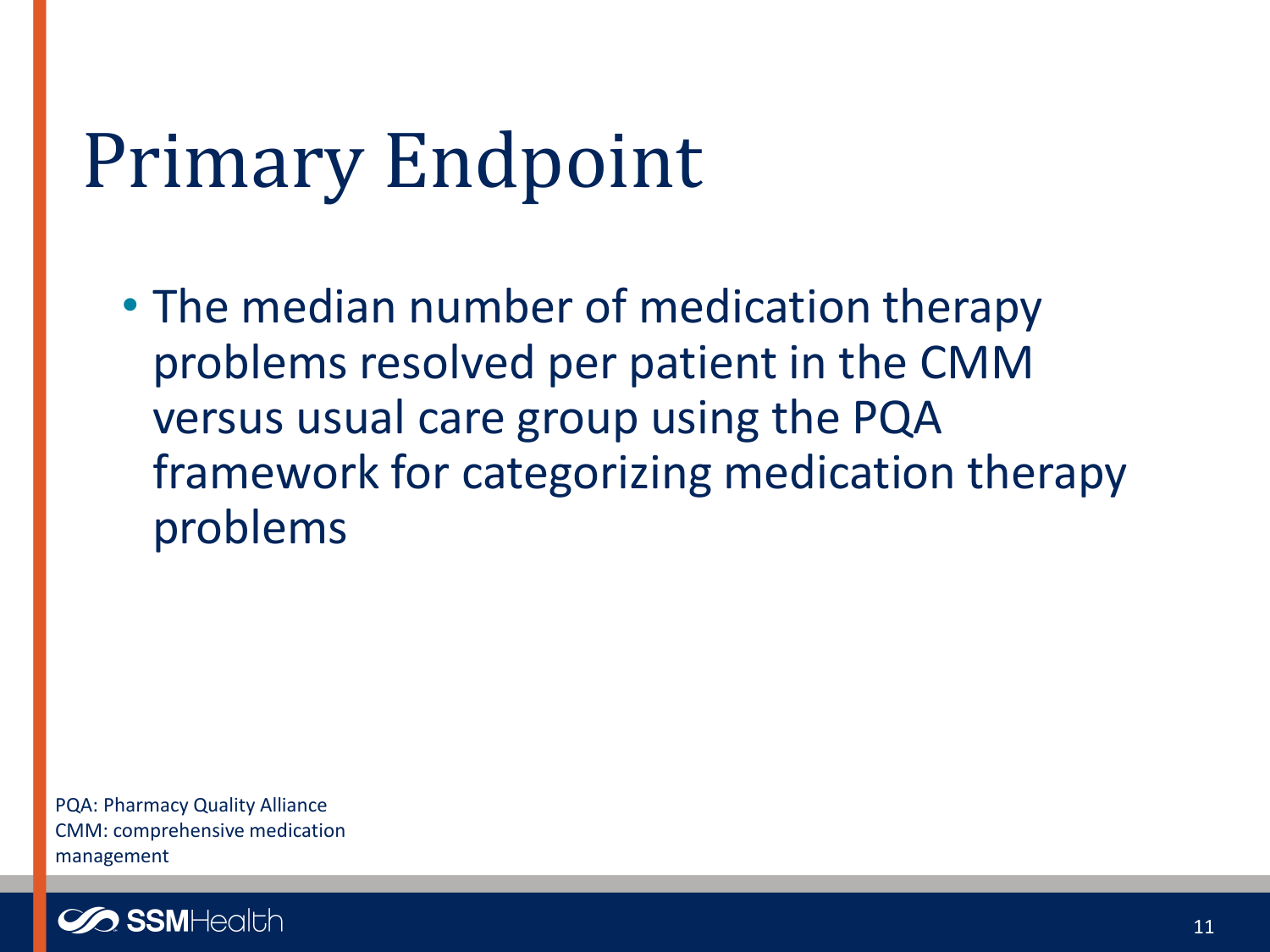# Primary Endpoint

- The median number of medication therapy problems resolved per patient in the CMM versus usual care group using the PQA framework for categorizing medication therapy problems

PQA: Pharmacy Quality Alliance
CMM: comprehensive medication management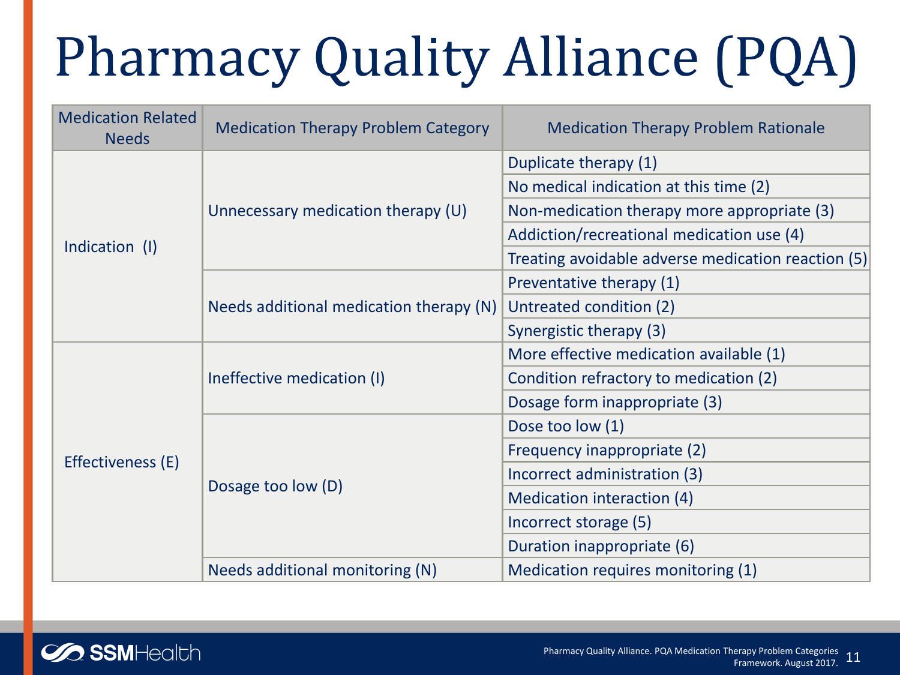# Pharmacy Quality Alliance (PQA)

| Medication Related Needs | Medication Therapy Problem Category | Medication Therapy Problem Rationale |
|---|---|---|
| Indication (I) | Unnecessary medication therapy (U) | Duplicate therapy (1) |
| | | No medical indication at this time (2) |
| | | Non-medication therapy more appropriate (3) |
| | | Addiction/recreational medication use (4) |
| | | Treating avoidable adverse medication reaction (5) |
| | Needs additional medication therapy (N) | Preventative therapy (1) |
| | | Untreated condition (2) |
| | | Synergistic therapy (3) |
| Effectiveness (E) | Ineffective medication (I) | More effective medication available (1) |
| | | Condition refractory to medication (2) |
| | | Dosage form inappropriate (3) |
| | Dosage too low (D) | Dose too low (1) |
| | | Frequency inappropriate (2) |
| | | Incorrect administration (3) |
| | | Medication interaction (4) |
| | | Incorrect storage (5) |
| | | Duration inappropriate (6) |
| | Needs additional monitoring (N) | Medication requires monitoring (1) |

Pharmacy Quality Alliance. PQA Medication Therapy Problem Categories Framework. August 2017.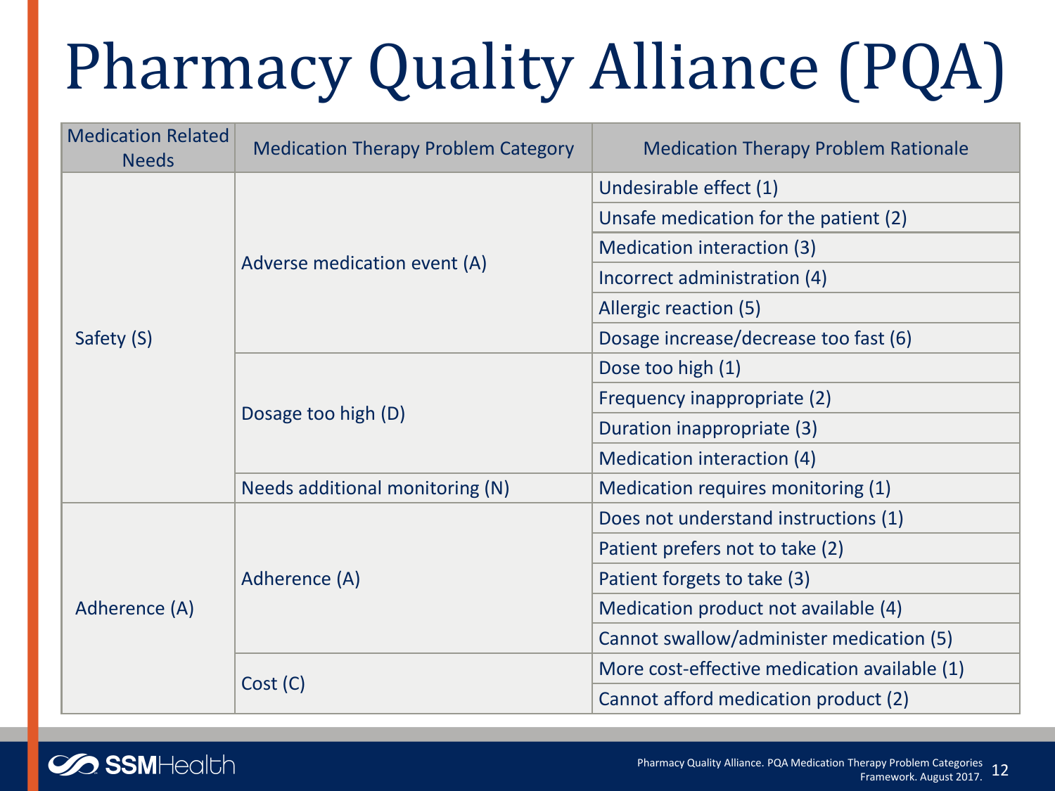# Pharmacy Quality Alliance (PQA)

| Medication Related Needs | Medication Therapy Problem Category | Medication Therapy Problem Rationale |
|---|---|---|
| Safety (S) | Adverse medication event (A) | Undesirable effect (1) |
| | | Unsafe medication for the patient (2) |
| | | Medication interaction (3) |
| | | Incorrect administration (4) |
| | | Allergic reaction (5) |
| | | Dosage increase/decrease too fast (6) |
| | Dosage too high (D) | Dose too high (1) |
| | | Frequency inappropriate (2) |
| | | Duration inappropriate (3) |
| | | Medication interaction (4) |
| | Needs additional monitoring (N) | Medication requires monitoring (1) |
| Adherence (A) | Adherence (A) | Does not understand instructions (1) |
| | | Patient prefers not to take (2) |
| | | Patient forgets to take (3) |
| | | Medication product not available (4) |
| | | Cannot swallow/administer medication (5) |
| | Cost (C) | More cost-effective medication available (1) |
| | | Cannot afford medication product (2) |

Pharmacy Quality Alliance. PQA Medication Therapy Problem Categories Framework. August 2017.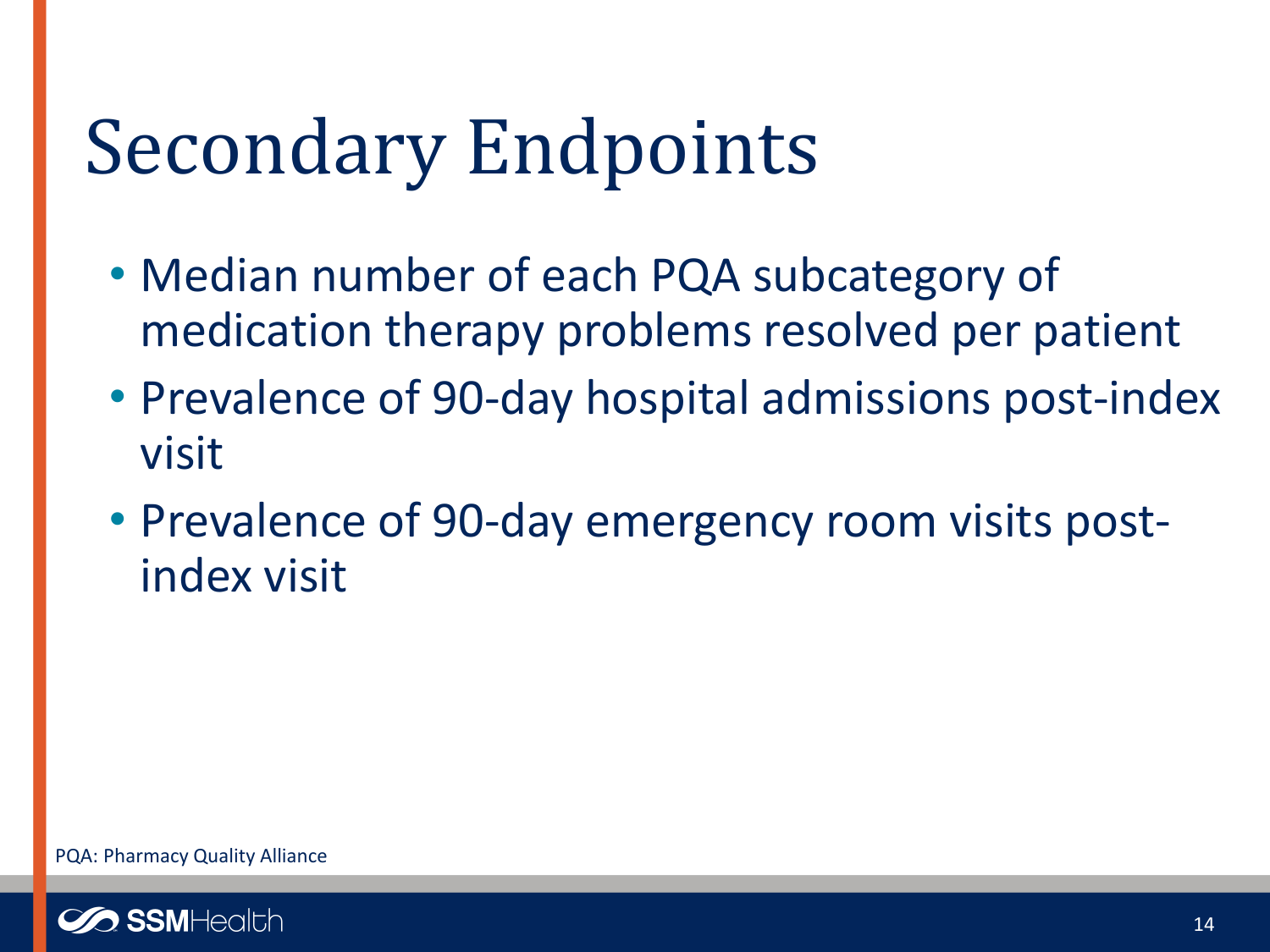# Secondary Endpoints

- Median number of each PQA subcategory of medication therapy problems resolved per patient
- Prevalence of 90-day hospital admissions post-index visit
- Prevalence of 90-day emergency room visits post-index visit

PQA: Pharmacy Quality Alliance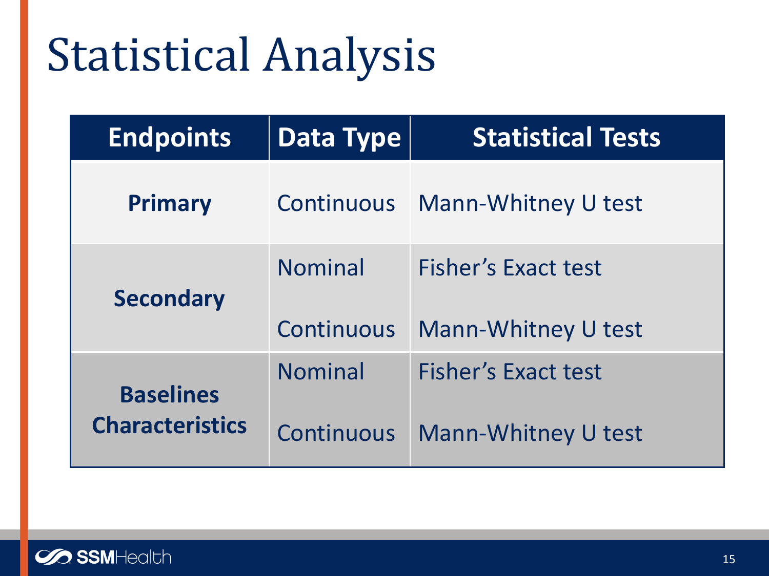# Statistical Analysis

| Endpoints | Data Type | Statistical Tests |
| --- | --- | --- |
| **Primary** | Continuous | Mann-Whitney U test |
| **Secondary** | Nominal | Fisher's Exact test |
| | Continuous | Mann-Whitney U test |
| **Baselines Characteristics** | Nominal | Fisher's Exact test |
| | Continuous | Mann-Whitney U test |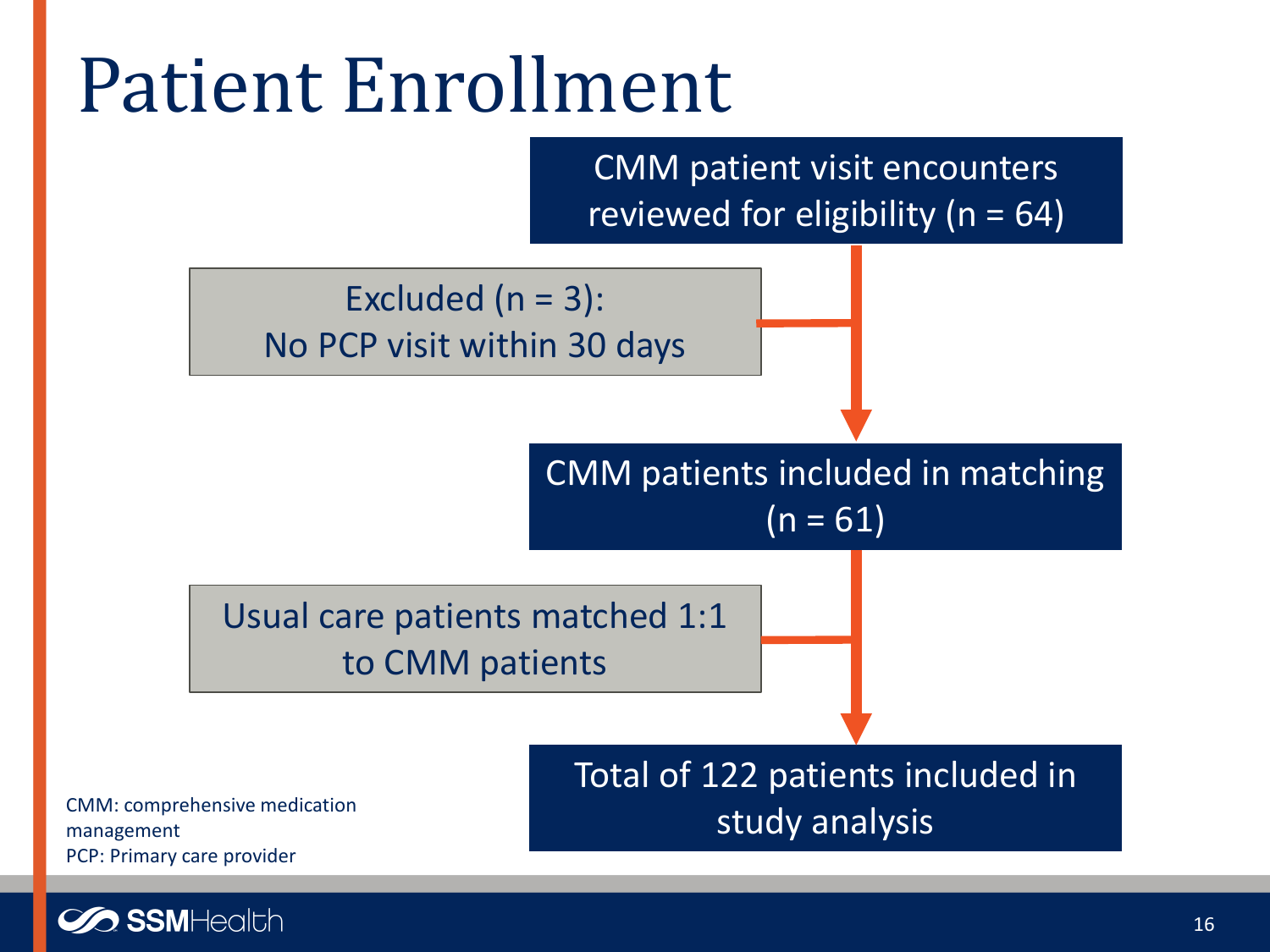# Patient Enrollment

CMM patient visit encounters reviewed for eligibility (n = 64)

Excluded (n = 3):
No PCP visit within 30 days

CMM patients included in matching (n = 61)

Usual care patients matched 1:1 to CMM patients

Total of 122 patients included in study analysis

CMM: comprehensive medication management
PCP: Primary care provider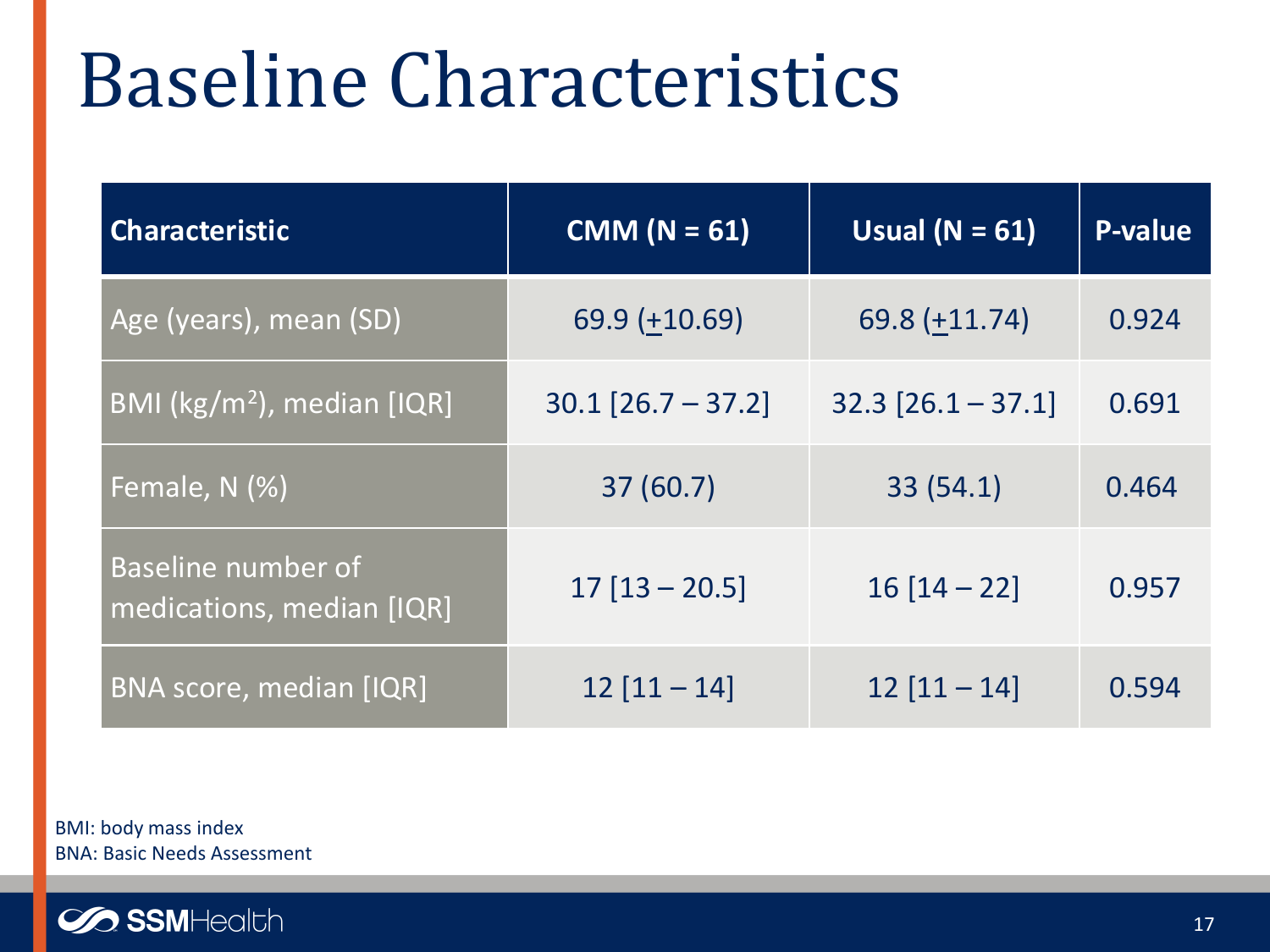# Baseline Characteristics

| Characteristic | CMM (N = 61) | Usual (N = 61) | P-value |
|---|---|---|---|
| Age (years), mean (SD) | 69.9 (±10.69) | 69.8 (±11.74) | 0.924 |
| BMI (kg/m$^2$), median [IQR] | 30.1 [26.7 – 37.2] | 32.3 [26.1 – 37.1] | 0.691 |
| Female, N (%) | 37 (60.7) | 33 (54.1) | 0.464 |
| Baseline number of medications, median [IQR] | 17 [13 – 20.5] | 16 [14 – 22] | 0.957 |
| BNA score, median [IQR] | 12 [11 – 14] | 12 [11 – 14] | 0.594 |

BMI: body mass index
BNA: Basic Needs Assessment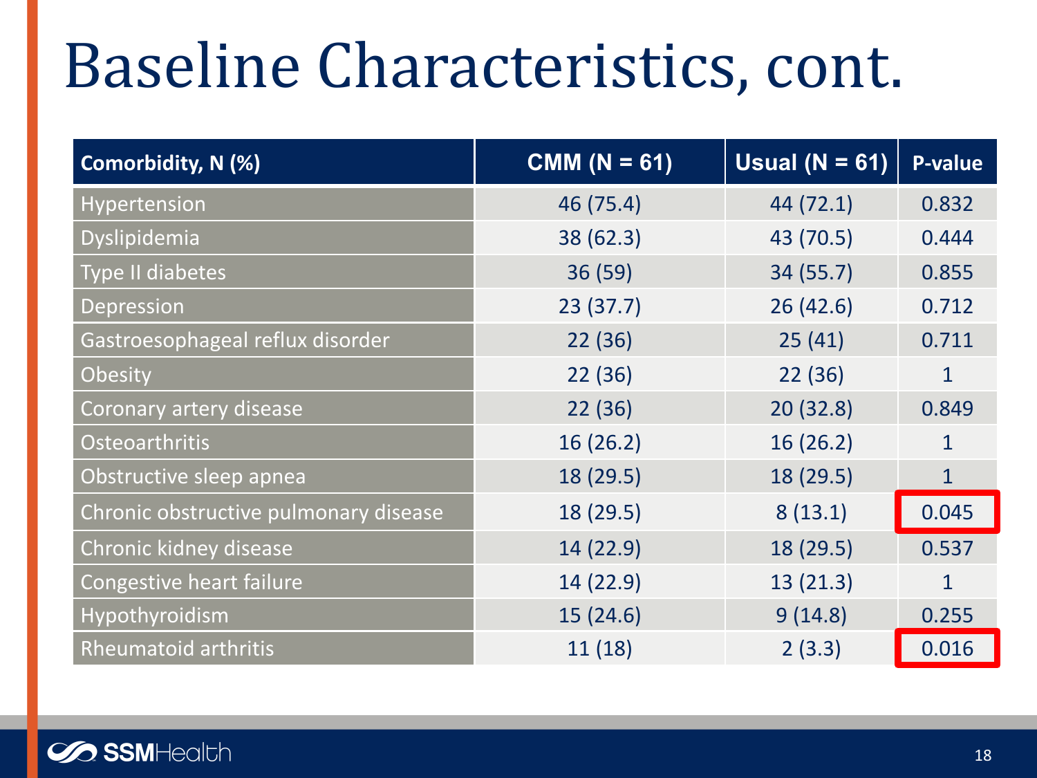# Baseline Characteristics, cont.

| Comorbidity, N (%) | CMM (N = 61) | Usual (N = 61) | P-value |
|---|---|---|---|
| Hypertension | 46 (75.4) | 44 (72.1) | 0.832 |
| Dyslipidemia | 38 (62.3) | 43 (70.5) | 0.444 |
| Type II diabetes | 36 (59) | 34 (55.7) | 0.855 |
| Depression | 23 (37.7) | 26 (42.6) | 0.712 |
| Gastroesophageal reflux disorder | 22 (36) | 25 (41) | 0.711 |
| Obesity | 22 (36) | 22 (36) | 1 |
| Coronary artery disease | 22 (36) | 20 (32.8) | 0.849 |
| Osteoarthritis | 16 (26.2) | 16 (26.2) | 1 |
| Obstructive sleep apnea | 18 (29.5) | 18 (29.5) | 1 |
| Chronic obstructive pulmonary disease | 18 (29.5) | 8 (13.1) | 0.045 |
| Chronic kidney disease | 14 (22.9) | 18 (29.5) | 0.537 |
| Congestive heart failure | 14 (22.9) | 13 (21.3) | 1 |
| Hypothyroidism | 15 (24.6) | 9 (14.8) | 0.255 |
| Rheumatoid arthritis | 11 (18) | 2 (3.3) | 0.016 |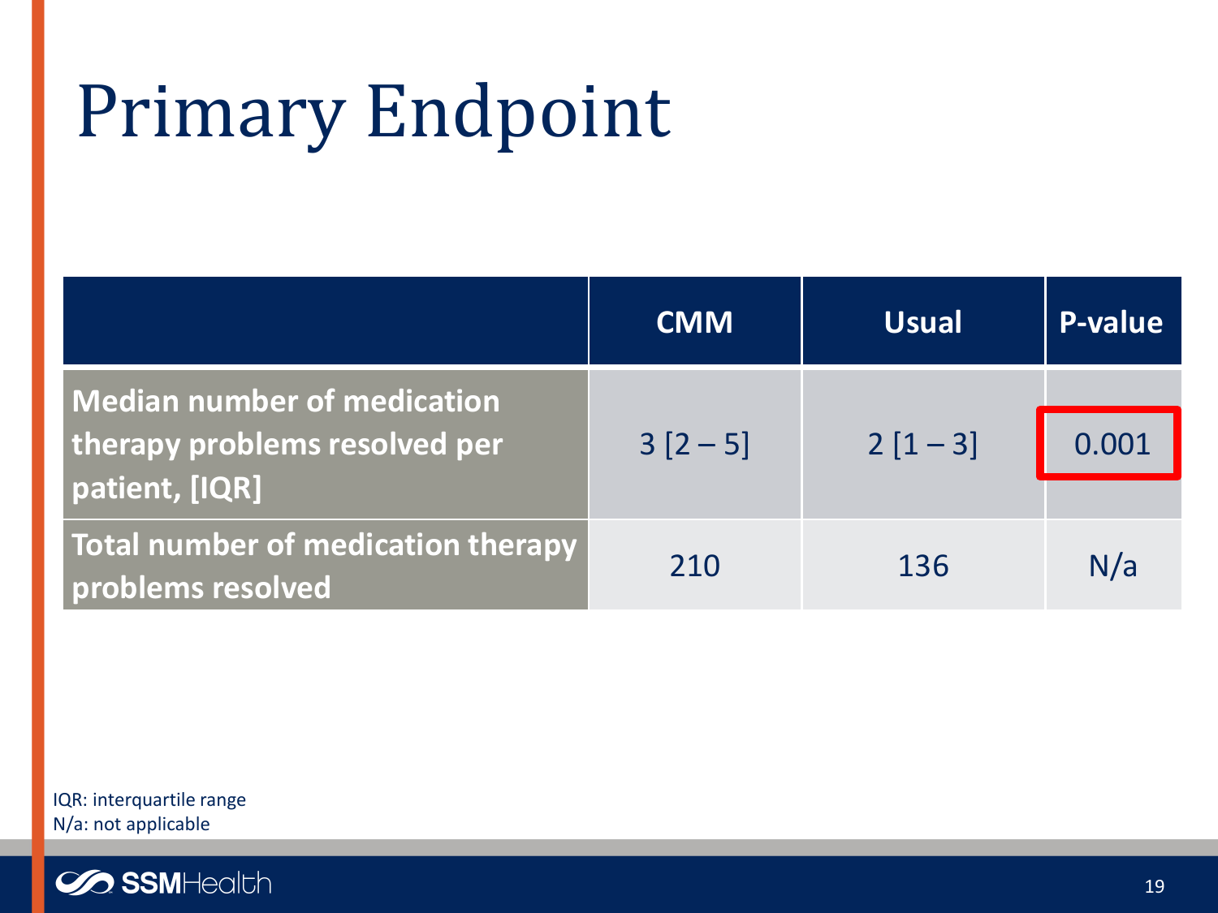# Primary Endpoint

| | CMM | Usual | P-value |
|---|---|---|---|
| **Median number of medication therapy problems resolved per patient, [IQR]** | 3 [2 – 5] | 2 [1 – 3] | 0.001 |
| **Total number of medication therapy problems resolved** | 210 | 136 | N/a |

IQR: interquartile range
N/a: not applicable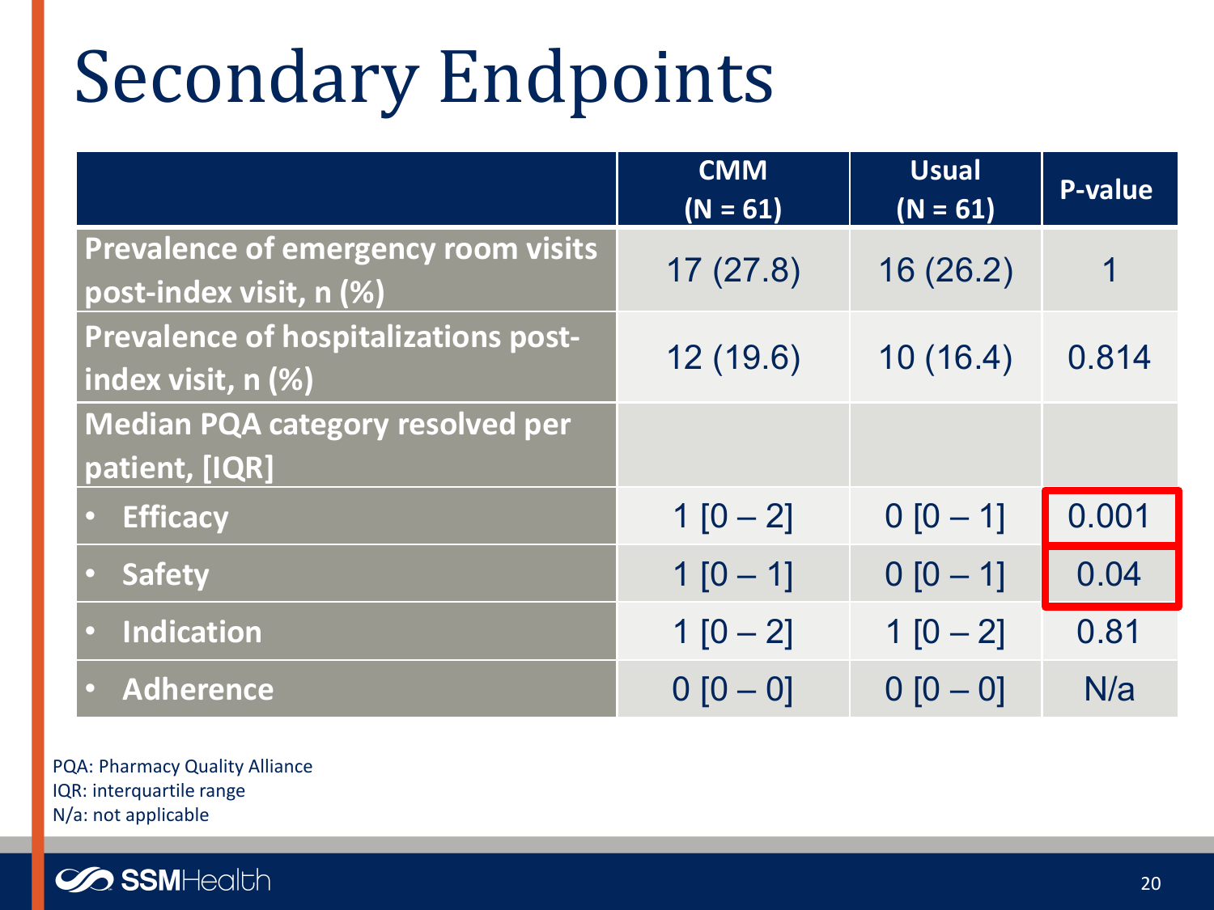# Secondary Endpoints

| | CMM (N = 61) | Usual (N = 61) | P-value |
|---|---|---|---|
| **Prevalence of emergency room visits post-index visit, n (%)** | 17 (27.8) | 16 (26.2) | 1 |
| **Prevalence of hospitalizations post-index visit, n (%)** | 12 (19.6) | 10 (16.4) | 0.814 |
| **Median PQA category resolved per patient, [IQR]** | | | |
| • **Efficacy** | 1 [0 – 2] | 0 [0 – 1] | 0.001 |
| • **Safety** | 1 [0 – 1] | 0 [0 – 1] | 0.04 |
| • **Indication** | 1 [0 – 2] | 1 [0 – 2] | 0.81 |
| • **Adherence** | 0 [0 – 0] | 0 [0 – 0] | N/a |

PQA: Pharmacy Quality Alliance
IQR: interquartile range
N/a: not applicable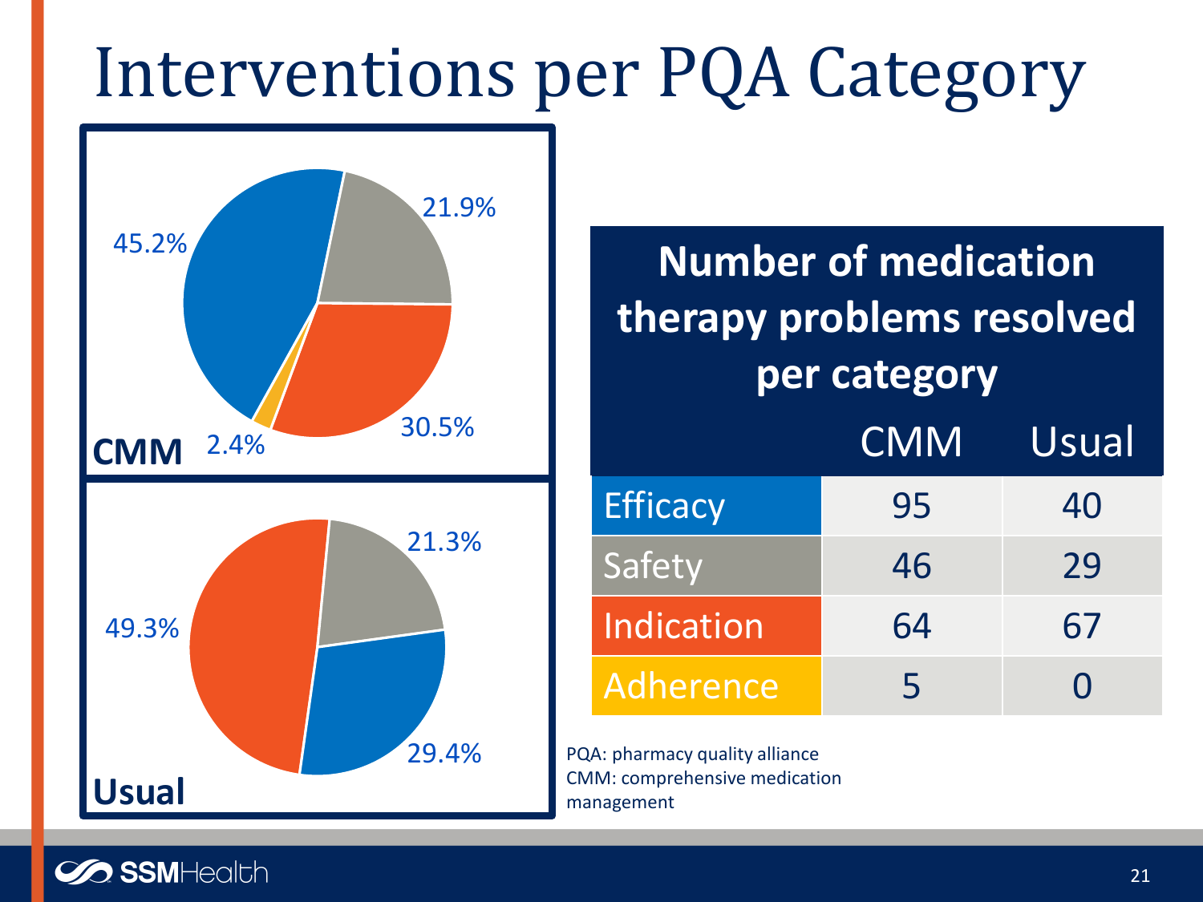# Interventions per PQA Category

CMM

45.2%

21.9%

30.5%

2.4%

Usual

49.3%

21.3%

29.4%

| Number of medication therapy problems resolved per category | CMM | Usual |
|---|---|---|
| Efficacy | 95 | 40 |
| Safety | 46 | 29 |
| Indication | 64 | 67 |
| Adherence | 5 | 0 |

PQA: pharmacy quality alliance
CMM: comprehensive medication management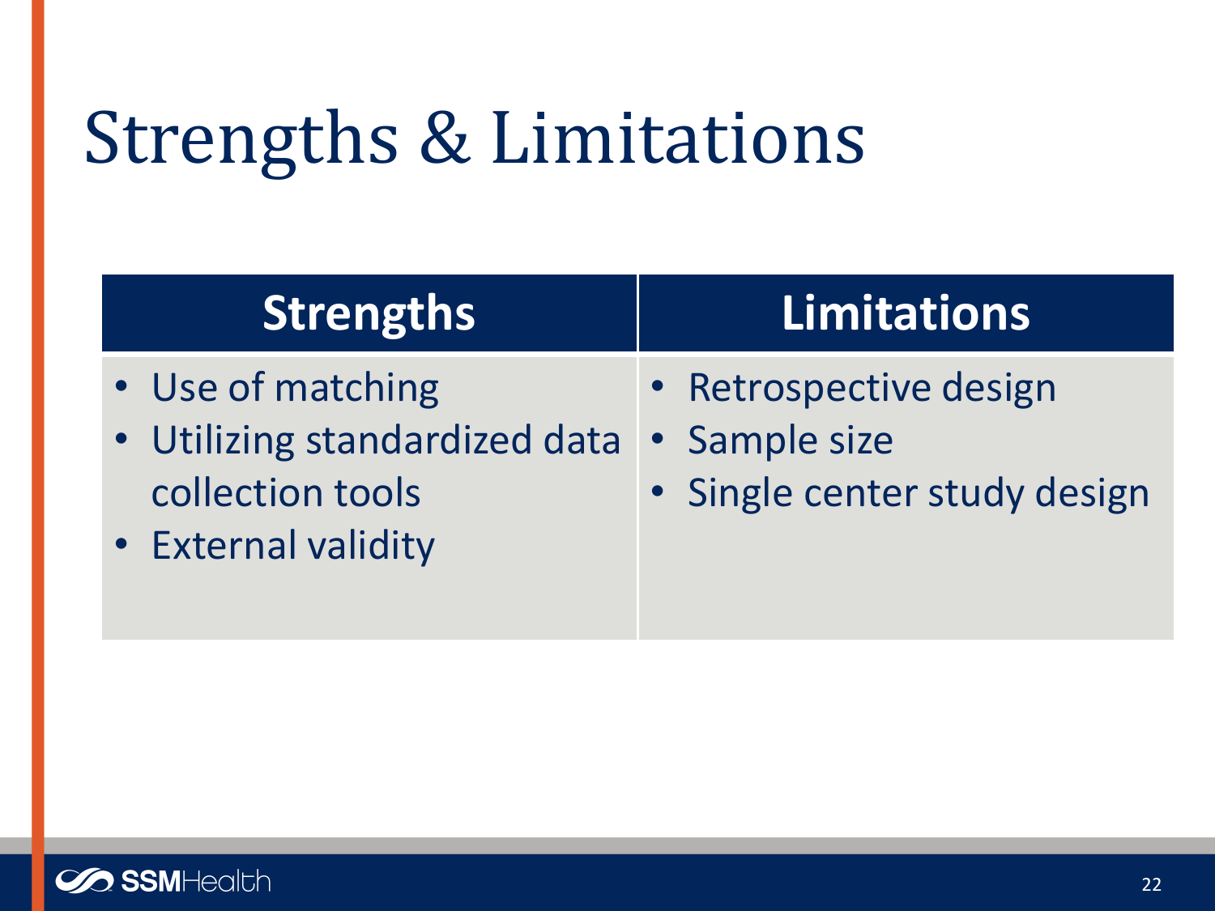# Strengths & Limitations

| Strengths | Limitations |
|---|---|
| • Use of matching<br>• Utilizing standardized data collection tools<br>• External validity | • Retrospective design<br>• Sample size<br>• Single center study design |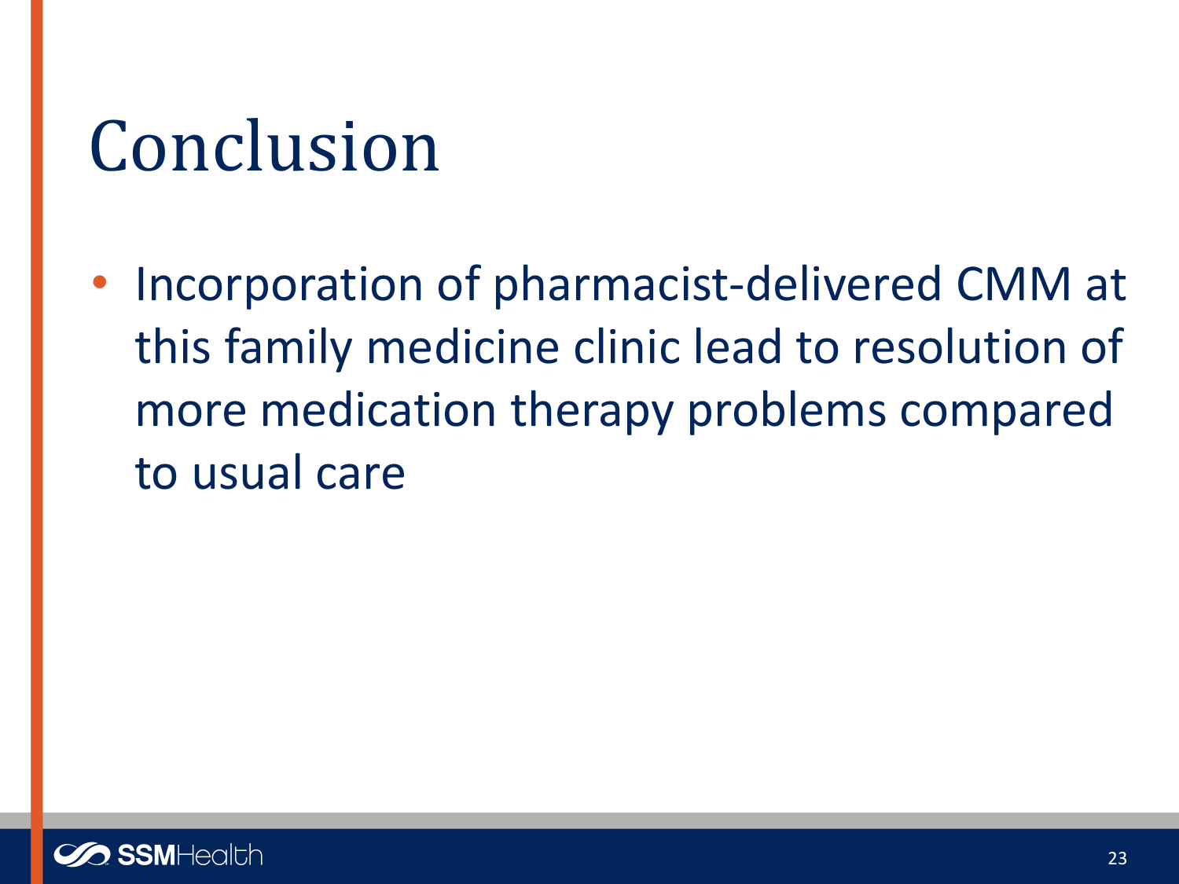# Conclusion

- Incorporation of pharmacist-delivered CMM at this family medicine clinic lead to resolution of more medication therapy problems compared to usual care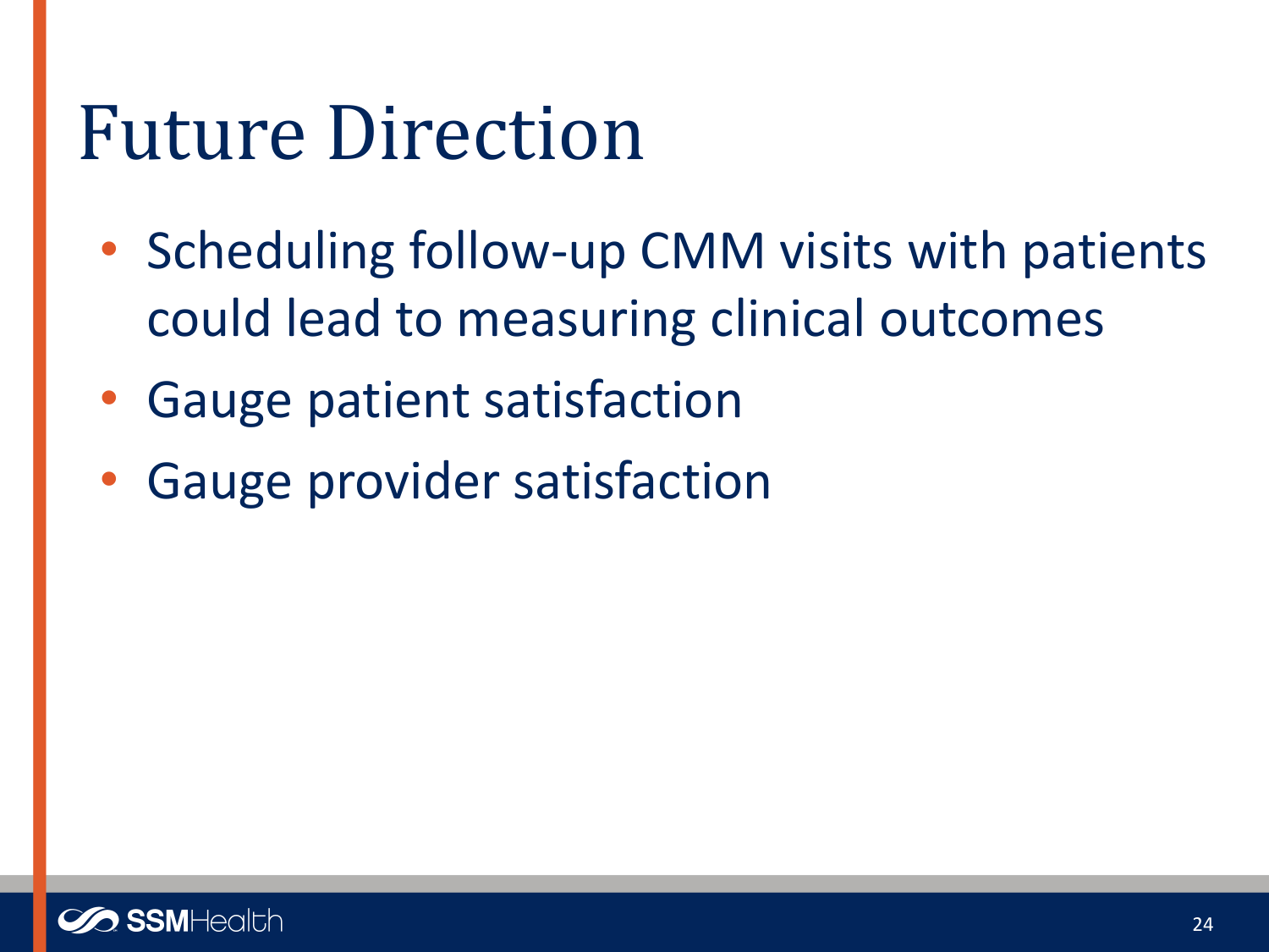# Future Direction

- Scheduling follow-up CMM visits with patients could lead to measuring clinical outcomes
- Gauge patient satisfaction
- Gauge provider satisfaction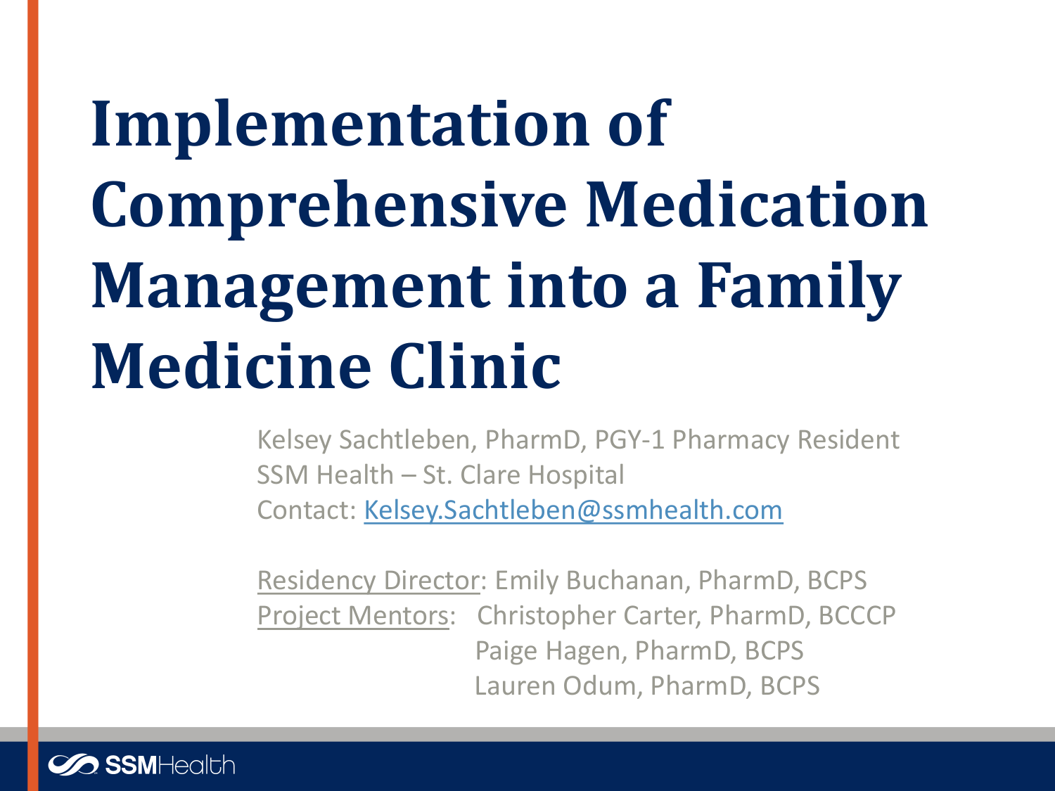# Implementation of Comprehensive Medication Management into a Family Medicine Clinic

Kelsey Sachtleben, PharmD, PGY-1 Pharmacy Resident
SSM Health – St. Clare Hospital
Contact: Kelsey.Sachtleben@ssmhealth.com

Residency Director: Emily Buchanan, PharmD, BCPS
Project Mentors: Christopher Carter, PharmD, BCCCP
Paige Hagen, PharmD, BCPS
Lauren Odum, PharmD, BCPS